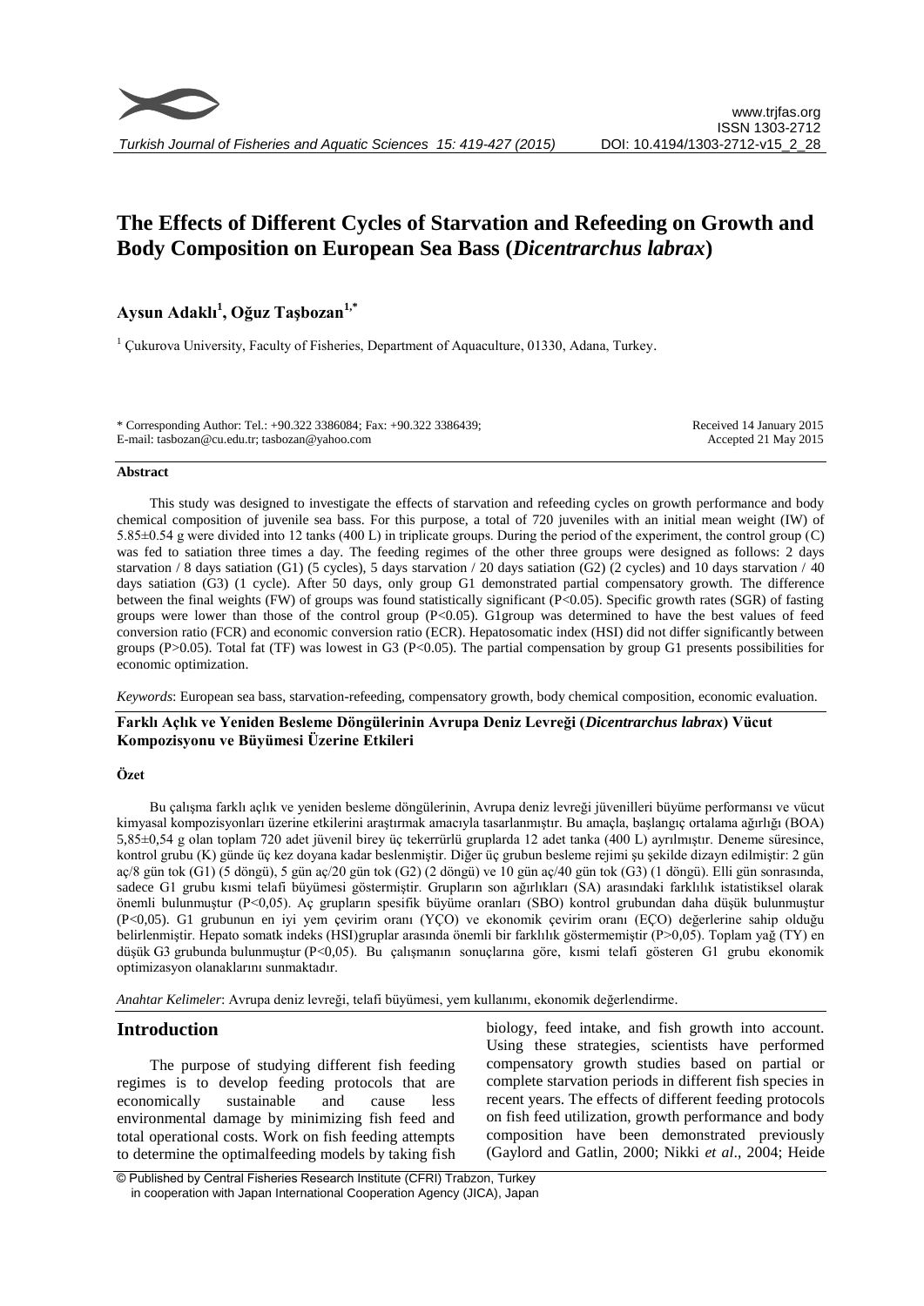# The Effects of Different Cycles of Starvation and Refeeding on Growth and Body Composition on European Sea Bass (*Dicentrarchus labrax*)

**Aysun Adaklı[1], Oğuz Taşbozan[1,*]**

[1] Çukurova University, Faculty of Fisheries, Department of Aquaculture, 01330, Adana, Turkey.

\* Corresponding Author: Tel.: +90.322 3386084; Fax: +90.322 3386439; E-mail: tasbozan@cu.edu.tr; tasbozan@yahoo.com

Received 14 January 2015
Accepted 21 May 2015

### Abstract

This study was designed to investigate the effects of starvation and refeeding cycles on growth performance and body chemical composition of juvenile sea bass. For this purpose, a total of 720 juveniles with an initial mean weight (IW) of 5.85±0.54 g were divided into 12 tanks (400 L) in triplicate groups. During the period of the experiment, the control group (C) was fed to satiation three times a day. The feeding regimes of the other three groups were designed as follows: 2 days starvation / 8 days satiation (G1) (5 cycles), 5 days starvation / 20 days satiation (G2) (2 cycles) and 10 days starvation / 40 days satiation (G3) (1 cycle). After 50 days, only group G1 demonstrated partial compensatory growth. The difference between the final weights (FW) of groups was found statistically significant (P<0.05). Specific growth rates (SGR) of fasting groups were lower than those of the control group (P<0.05). G1group was determined to have the best values of feed conversion ratio (FCR) and economic conversion ratio (ECR). Hepatosomatic index (HSI) did not differ significantly between groups (P>0.05). Total fat (TF) was lowest in G3 (P<0.05). The partial compensation by group G1 presents possibilities for economic optimization.

*Keywords*: European sea bass, starvation-refeeding, compensatory growth, body chemical composition, economic evaluation.

**Farklı Açlık ve Yeniden Besleme Döngülerinin Avrupa Deniz Levreği (*Dicentrarchus labrax*) Vücut Kompozisyonu ve Büyümesi Üzerine Etkileri**

### Özet

Bu çalışma farklı açlık ve yeniden besleme döngülerinin, Avrupa deniz levreği jüvenilleri büyüme performansı ve vücut kimyasal kompozisyonları üzerine etkilerini araştırmak amacıyla tasarlanmıştır. Bu amaçla, başlangıç ortalama ağırlığı (BOA) 5,85±0,54 g olan toplam 720 adet jüvenil birey üç tekerrürlü gruplarda 12 adet tanka (400 L) ayrılmıştır. Deneme süresince, kontrol grubu (K) günde üç kez doyana kadar beslenmiştir. Diğer üç grubun besleme rejimi şu şekilde dizayn edilmiştir: 2 gün aç/8 gün tok (G1) (5 döngü), 5 gün aç/20 gün tok (G2) (2 döngü) ve 10 gün aç/40 gün tok (G3) (1 döngü). Elli gün sonrasında, sadece G1 grubu kısmi telafi büyümesi göstermiştir. Grupların son ağırlıkları (SA) arasındaki farklılık istatistiksel olarak önemli bulunmuştur (P<0,05). Aç grupların spesifik büyüme oranları (SBO) kontrol grubundan daha düşük bulunmuştur (P<0,05). G1 grubunun en iyi yem çevirim oranı (YÇO) ve ekonomik çevirim oranı (EÇO) değerlerine sahip olduğu belirlenmiştir. Hepato somatik indeks (HSI)gruplar arasında önemli bir farklılık göstermemiştir (P>0,05). Toplam yağ (TY) en düşük G3 grubunda bulunmuştur (P<0,05). Bu çalışmanın sonuçlarına göre, kısmi telafi gösteren G1 grubu ekonomik optimizasyon olanaklarını sunmaktadır.

*Anahtar Kelimeler*: Avrupa deniz levreği, telafi büyümesi, yem kullanımı, ekonomik değerlendirme.

## Introduction

The purpose of studying different fish feeding regimes is to develop feeding protocols that are economically sustainable and cause less environmental damage by minimizing fish feed and total operational costs. Work on fish feeding attempts to determine the optimalfeeding models by taking fish biology, feed intake, and fish growth into account. Using these strategies, scientists have performed compensatory growth studies based on partial or complete starvation periods in different fish species in recent years. The effects of different feeding protocols on fish feed utilization, growth performance and body composition have been demonstrated previously (Gaylord and Gatlin, 2000; Nikki *et al*., 2004; Heide

© Published by Central Fisheries Research Institute (CFRI) Trabzon, Turkey in cooperation with Japan International Cooperation Agency (JICA), Japan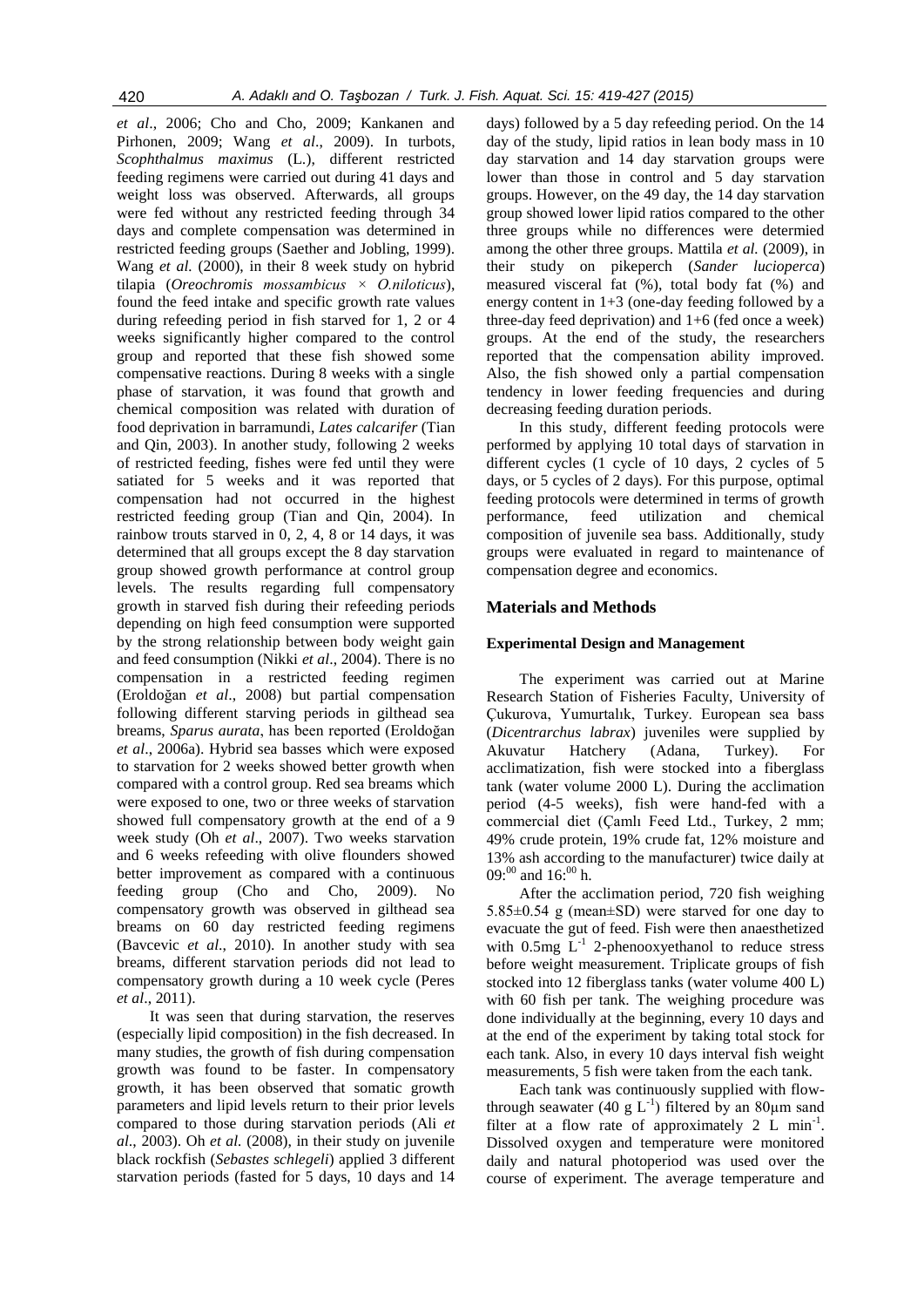*et al*., 2006; Cho and Cho, 2009; Kankanen and Pirhonen, 2009; Wang *et al*., 2009). In turbots, *Scophthalmus maximus* (L.), different restricted feeding regimens were carried out during 41 days and weight loss was observed. Afterwards, all groups were fed without any restricted feeding through 34 days and complete compensation was determined in restricted feeding groups (Saether and Jobling, 1999). Wang *et al.* (2000), in their 8 week study on hybrid tilapia (*Oreochromis mossambicus* × *O.niloticus*), found the feed intake and specific growth rate values during refeeding period in fish starved for 1, 2 or 4 weeks significantly higher compared to the control group and reported that these fish showed some compensative reactions. During 8 weeks with a single phase of starvation, it was found that growth and chemical composition was related with duration of food deprivation in barramundi, *Lates calcarifer* (Tian and Qin, 2003). In another study, following 2 weeks of restricted feeding, fishes were fed until they were satiated for 5 weeks and it was reported that compensation had not occurred in the highest restricted feeding group (Tian and Qin, 2004). In rainbow trouts starved in 0, 2, 4, 8 or 14 days, it was determined that all groups except the 8 day starvation group showed growth performance at control group levels. The results regarding full compensatory growth in starved fish during their refeeding periods depending on high feed consumption were supported by the strong relationship between body weight gain and feed consumption (Nikki *et al*., 2004). There is no compensation in a restricted feeding regimen (Eroldoğan *et al*., 2008) but partial compensation following different starving periods in gilthead sea breams, *Sparus aurata*, has been reported (Eroldoğan *et al*., 2006a). Hybrid sea basses which were exposed to starvation for 2 weeks showed better growth when compared with a control group. Red sea breams which were exposed to one, two or three weeks of starvation showed full compensatory growth at the end of a 9 week study (Oh *et al*., 2007). Two weeks starvation and 6 weeks refeeding with olive flounders showed better improvement as compared with a continuous feeding group (Cho and Cho, 2009). No compensatory growth was observed in gilthead sea breams on 60 day restricted feeding regimens (Bavcevic *et al*., 2010). In another study with sea breams, different starvation periods did not lead to compensatory growth during a 10 week cycle (Peres *et al*., 2011).

It was seen that during starvation, the reserves (especially lipid composition) in the fish decreased. In many studies, the growth of fish during compensation growth was found to be faster. In compensatory growth, it has been observed that somatic growth parameters and lipid levels return to their prior levels compared to those during starvation periods (Ali *et al*., 2003). Oh *et al.* (2008), in their study on juvenile black rockfish (*Sebastes schlegeli*) applied 3 different starvation periods (fasted for 5 days, 10 days and 14 days) followed by a 5 day refeeding period. On the 14 day of the study, lipid ratios in lean body mass in 10 day starvation and 14 day starvation groups were lower than those in control and 5 day starvation groups. However, on the 49 day, the 14 day starvation group showed lower lipid ratios compared to the other three groups while no differences were determied among the other three groups. Mattila *et al.* (2009), in their study on pikeperch (*Sander lucioperca*) measured visceral fat (%), total body fat (%) and energy content in 1+3 (one-day feeding followed by a three-day feed deprivation) and 1+6 (fed once a week) groups. At the end of the study, the researchers reported that the compensation ability improved. Also, the fish showed only a partial compensation tendency in lower feeding frequencies and during decreasing feeding duration periods.

In this study, different feeding protocols were performed by applying 10 total days of starvation in different cycles (1 cycle of 10 days, 2 cycles of 5 days, or 5 cycles of 2 days). For this purpose, optimal feeding protocols were determined in terms of growth performance, feed utilization and chemical composition of juvenile sea bass. Additionally, study groups were evaluated in regard to maintenance of compensation degree and economics.

## Materials and Methods

### Experimental Design and Management

The experiment was carried out at Marine Research Station of Fisheries Faculty, University of Çukurova, Yumurtalık, Turkey. European sea bass (*Dicentrarchus labrax*) juveniles were supplied by Akuvatur Hatchery (Adana, Turkey). For acclimatization, fish were stocked into a fiberglass tank (water volume 2000 L). During the acclimation period (4-5 weeks), fish were hand-fed with a commercial diet (Çamlı Feed Ltd., Turkey, 2 mm; 49% crude protein, 19% crude fat, 12% moisture and 13% ash according to the manufacturer) twice daily at $09{:}^{00}$ and $16{:}^{00}$ h.

After the acclimation period, 720 fish weighing 5.85±0.54 g (mean±SD) were starved for one day to evacuate the gut of feed. Fish were then anaesthetized with 0.5mg $L^{-1}$ 2-phenooxyethanol to reduce stress before weight measurement. Triplicate groups of fish stocked into 12 fiberglass tanks (water volume 400 L) with 60 fish per tank. The weighing procedure was done individually at the beginning, every 10 days and at the end of the experiment by taking total stock for each tank. Also, in every 10 days interval fish weight measurements, 5 fish were taken from the each tank.

Each tank was continuously supplied with flow-through seawater (40 g $L^{-1}$) filtered by an 80μm sand filter at a flow rate of approximately 2 L $min^{-1}$. Dissolved oxygen and temperature were monitored daily and natural photoperiod was used over the course of experiment. The average temperature and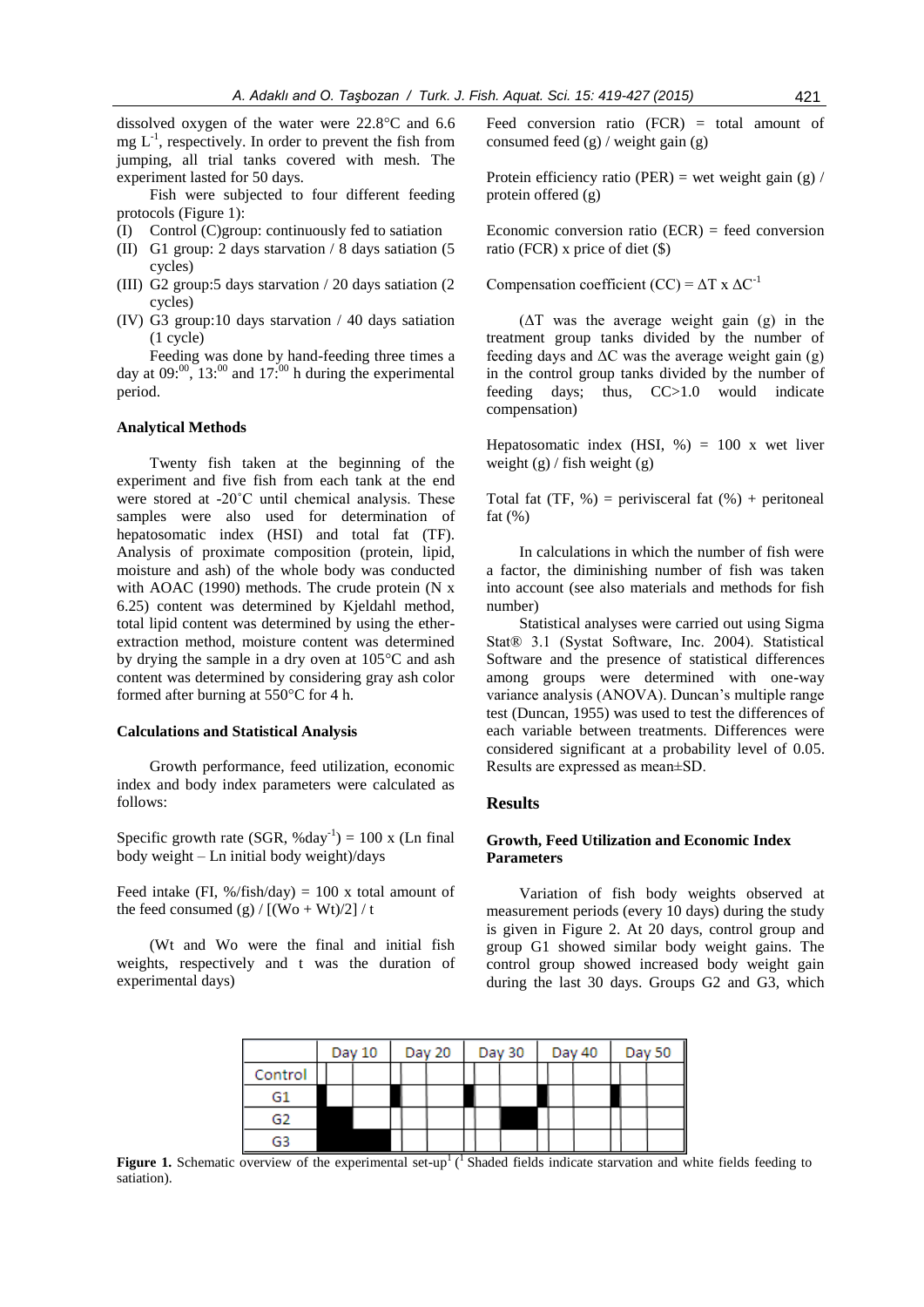dissolved oxygen of the water were 22.8°C and 6.6 mg $L^{-1}$, respectively. In order to prevent the fish from jumping, all trial tanks covered with mesh. The experiment lasted for 50 days.

Fish were subjected to four different feeding protocols (Figure 1):

(I) Control (C)group: continuously fed to satiation
(II) G1 group: 2 days starvation / 8 days satiation (5 cycles)
(III) G2 group:5 days starvation / 20 days satiation (2 cycles)
(IV) G3 group:10 days starvation / 40 days satiation (1 cycle)

Feeding was done by hand-feeding three times a day at $09:^{00}$, $13:^{00}$ and $17:^{00}$ h during the experimental period.

### Analytical Methods

Twenty fish taken at the beginning of the experiment and five fish from each tank at the end were stored at -20°C until chemical analysis. These samples were also used for determination of hepatosomatic index (HSI) and total fat (TF). Analysis of proximate composition (protein, lipid, moisture and ash) of the whole body was conducted with AOAC (1990) methods. The crude protein (N x 6.25) content was determined by Kjeldahl method, total lipid content was determined by using the ether-extraction method, moisture content was determined by drying the sample in a dry oven at 105°C and ash content was determined by considering gray ash color formed after burning at 550°C for 4 h.

### Calculations and Statistical Analysis

Growth performance, feed utilization, economic index and body index parameters were calculated as follows:

Specific growth rate (SGR, %$\text{day}^{-1}$) = 100 x (Ln final body weight – Ln initial body weight)/days

Feed intake (FI, %/fish/day) = 100 x total amount of the feed consumed (g) / [(Wo + Wt)/2] / t

(Wt and Wo were the final and initial fish weights, respectively and t was the duration of experimental days)

Feed conversion ratio (FCR) = total amount of consumed feed (g) / weight gain (g)

Protein efficiency ratio (PER) = wet weight gain (g) / protein offered (g)

Economic conversion ratio (ECR) = feed conversion ratio (FCR) x price of diet ($)

Compensation coefficient (CC) = $\Delta T \times \Delta C^{-1}$

($\Delta T$ was the average weight gain (g) in the treatment group tanks divided by the number of feeding days and $\Delta C$ was the average weight gain (g) in the control group tanks divided by the number of feeding days; thus, CC>1.0 would indicate compensation)

Hepatosomatic index (HSI, %) = 100 x wet liver weight (g) / fish weight (g)

Total fat (TF, %) = perivisceral fat (%) + peritoneal fat (%)

In calculations in which the number of fish were a factor, the diminishing number of fish was taken into account (see also materials and methods for fish number)

Statistical analyses were carried out using Sigma Stat® 3.1 (Systat Software, Inc. 2004). Statistical Software and the presence of statistical differences among groups were determined with one-way variance analysis (ANOVA). Duncan's multiple range test (Duncan, 1955) was used to test the differences of each variable between treatments. Differences were considered significant at a probability level of 0.05. Results are expressed as mean±SD.

## Results

### Growth, Feed Utilization and Economic Index Parameters

Variation of fish body weights observed at measurement periods (every 10 days) during the study is given in Figure 2. At 20 days, control group and group G1 showed similar body weight gains. The control group showed increased body weight gain during the last 30 days. Groups G2 and G3, which

| | Day 10 | Day 20 | Day 30 | Day 40 | Day 50 |
|---|---|---|---|---|---|
| Control | | | | | |
| G1 | | | | | |
| G2 | | | | | |
| G3 | | | | | |

**Figure 1.** Schematic overview of the experimental set-up[1] ([1] Shaded fields indicate starvation and white fields feeding to satiation).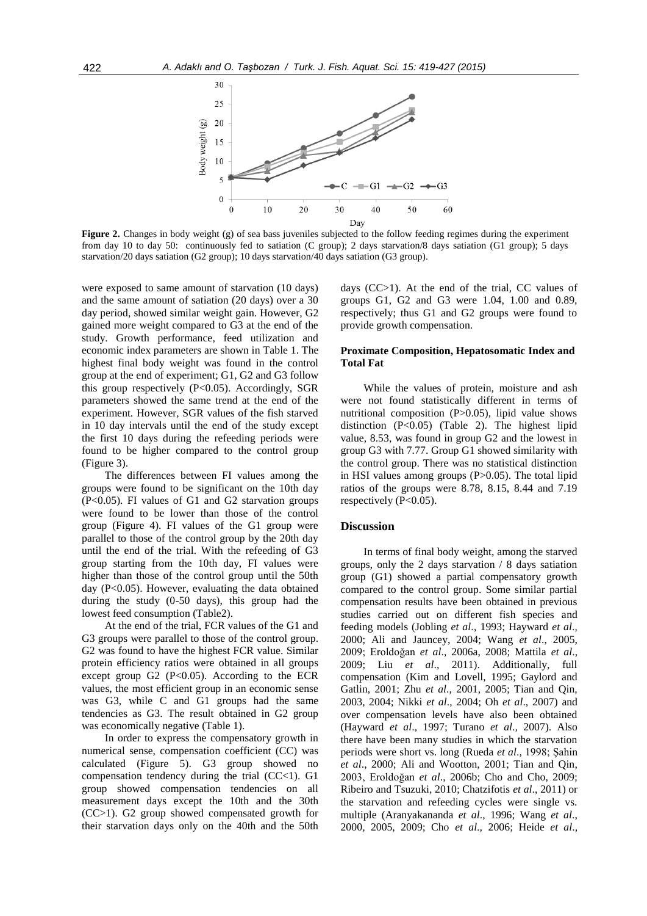**Figure 2.** Changes in body weight (g) of sea bass juveniles subjected to the follow feeding regimes during the experiment from day 10 to day 50: continuously fed to satiation (C group); 2 days starvation/8 days satiation (G1 group); 5 days starvation/20 days satiation (G2 group); 10 days starvation/40 days satiation (G3 group).

were exposed to same amount of starvation (10 days) and the same amount of satiation (20 days) over a 30 day period, showed similar weight gain. However, G2 gained more weight compared to G3 at the end of the study. Growth performance, feed utilization and economic index parameters are shown in Table 1. The highest final body weight was found in the control group at the end of experiment; G1, G2 and G3 follow this group respectively ($P<0.05$). Accordingly, SGR parameters showed the same trend at the end of the experiment. However, SGR values of the fish starved in 10 day intervals until the end of the study except the first 10 days during the refeeding periods were found to be higher compared to the control group (Figure 3).

The differences between FI values among the groups were found to be significant on the 10th day ($P<0.05$). FI values of G1 and G2 starvation groups were found to be lower than those of the control group (Figure 4). FI values of the G1 group were parallel to those of the control group by the 20th day until the end of the trial. With the refeeding of G3 group starting from the 10th day, FI values were higher than those of the control group until the 50th day ($P<0.05$). However, evaluating the data obtained during the study (0-50 days), this group had the lowest feed consumption (Table2).

At the end of the trial, FCR values of the G1 and G3 groups were parallel to those of the control group. G2 was found to have the highest FCR value. Similar protein efficiency ratios were obtained in all groups except group G2 ($P<0.05$). According to the ECR values, the most efficient group in an economic sense was G3, while C and G1 groups had the same tendencies as G3. The result obtained in G2 group was economically negative (Table 1).

In order to express the compensatory growth in numerical sense, compensation coefficient (CC) was calculated (Figure 5). G3 group showed no compensation tendency during the trial (CC<1). G1 group showed compensation tendencies on all measurement days except the 10th and the 30th (CC>1). G2 group showed compensated growth for their starvation days only on the 40th and the 50th days (CC>1). At the end of the trial, CC values of groups G1, G2 and G3 were 1.04, 1.00 and 0.89, respectively; thus G1 and G2 groups were found to provide growth compensation.

### Proximate Composition, Hepatosomatic Index and Total Fat

While the values of protein, moisture and ash were not found statistically different in terms of nutritional composition ($P>0.05$), lipid value shows distinction ($P<0.05$) (Table 2). The highest lipid value, 8.53, was found in group G2 and the lowest in group G3 with 7.77. Group G1 showed similarity with the control group. There was no statistical distinction in HSI values among groups ($P>0.05$). The total lipid ratios of the groups were 8.78, 8.15, 8.44 and 7.19 respectively ($P<0.05$).

## Discussion

In terms of final body weight, among the starved groups, only the 2 days starvation / 8 days satiation group (G1) showed a partial compensatory growth compared to the control group. Some similar partial compensation results have been obtained in previous studies carried out on different fish species and feeding models (Jobling *et al*., 1993; Hayward *et al*., 2000; Ali and Jauncey, 2004; Wang *et al*., 2005, 2009; Eroldoğan *et al*., 2006a, 2008; Mattila *et al*., 2009; Liu *et al*., 2011). Additionally, full compensation (Kim and Lovell, 1995; Gaylord and Gatlin, 2001; Zhu *et al*., 2001, 2005; Tian and Qin, 2003, 2004; Nikki *et al*., 2004; Oh *et al*., 2007) and over compensation levels have also been obtained (Hayward *et al*., 1997; Turano *et al*., 2007). Also there have been many studies in which the starvation periods were short vs. long (Rueda *et al*., 1998; Şahin *et al*., 2000; Ali and Wootton, 2001; Tian and Qin, 2003, Eroldoğan *et al*., 2006b; Cho and Cho, 2009; Ribeiro and Tsuzuki, 2010; Chatzifotis *et al*., 2011) or the starvation and refeeding cycles were single vs. multiple (Aranyakananda *et al*., 1996; Wang *et al*., 2000, 2005, 2009; Cho *et al*., 2006; Heide *et al*.,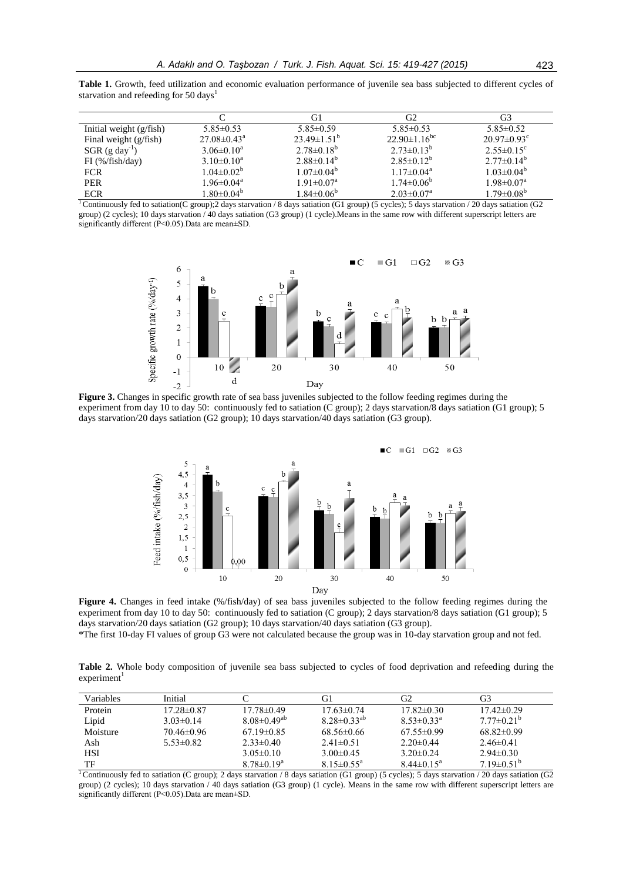**Table 1.** Growth, feed utilization and economic evaluation performance of juvenile sea bass subjected to different cycles of starvation and refeeding for 50 days[1]

| | C | G1 | G2 | G3 |
|---|---|---|---|---|
| Initial weight (g/fish) | 5.85±0.53 | 5.85±0.59 | 5.85±0.53 | 5.85±0.52 |
| Final weight (g/fish) | 27.08±0.43[a] | 23.49±1.51[b] | 22.90±1.16[bc] | 20.97±0.93[c] |
| SGR (g $day^{-1}$) | 3.06±0.10[a] | 2.78±0.18[b] | 2.73±0.13[b] | 2.55±0.15[c] |
| FI (%/fish/day) | 3.10±0.10[a] | 2.88±0.14[b] | 2.85±0.12[b] | 2.77±0.14[b] |
| FCR | 1.04±0.02[b] | 1.07±0.04[b] | 1.17±0.04[a] | 1.03±0.04[b] |
| PER | 1.96±0.04[a] | 1.91±0.07[a] | 1.74±0.06[b] | 1.98±0.07[a] |
| ECR | 1.80±0.04[b] | 1.84±0.06[b] | 2.03±0.07[a] | 1.79±0.08[b] |

[1] Continuously fed to satiation(C group);2 days starvation / 8 days satiation (G1 group) (5 cycles); 5 days starvation / 20 days satiation (G2 group) (2 cycles); 10 days starvation / 40 days satiation (G3 group) (1 cycle).Means in the same row with different superscript letters are significantly different (P<0.05).Data are mean±SD.

**Figure 3.** Changes in specific growth rate of sea bass juveniles subjected to the follow feeding regimes during the experiment from day 10 to day 50: continuously fed to satiation (C group); 2 days starvation/8 days satiation (G1 group); 5 days starvation/20 days satiation (G2 group); 10 days starvation/40 days satiation (G3 group).

**Figure 4.** Changes in feed intake (%/fish/day) of sea bass juveniles subjected to the follow feeding regimes during the experiment from day 10 to day 50: continuously fed to satiation (C group); 2 days starvation/8 days satiation (G1 group); 5 days starvation/20 days satiation (G2 group); 10 days starvation/40 days satiation (G3 group).

*The first 10-day FI values of group G3 were not calculated because the group was in 10-day starvation group and not fed.

**Table 2.** Whole body composition of juvenile sea bass subjected to cycles of food deprivation and refeeding during the experiment[1]

| Variables | Initial | C | G1 | G2 | G3 |
|---|---|---|---|---|---|
| Protein | 17.28±0.87 | 17.78±0.49 | 17.63±0.74 | 17.82±0.30 | 17.42±0.29 |
| Lipid | 3.03±0.14 | 8.08±0.49[ab] | 8.28±0.33[ab] | 8.53±0.33[a] | 7.77±0.21[b] |
| Moisture | 70.46±0.96 | 67.19±0.85 | 68.56±0.66 | 67.55±0.99 | 68.82±0.99 |
| Ash | 5.53±0.82 | 2.33±0.40 | 2.41±0.51 | 2.20±0.44 | 2.46±0.41 |
| HSI | | 3.05±0.10 | 3.00±0.45 | 3.20±0.24 | 2.94±0.30 |
| TF | | 8.78±0.19[a] | 8.15±0.55[a] | 8.44±0.15[a] | 7.19±0.51[b] |

[1] Continuously fed to satiation (C group); 2 days starvation / 8 days satiation (G1 group) (5 cycles); 5 days starvation / 20 days satiation (G2 group) (2 cycles); 10 days starvation / 40 days satiation (G3 group) (1 cycle). Means in the same row with different superscript letters are significantly different (P<0.05).Data are mean±SD.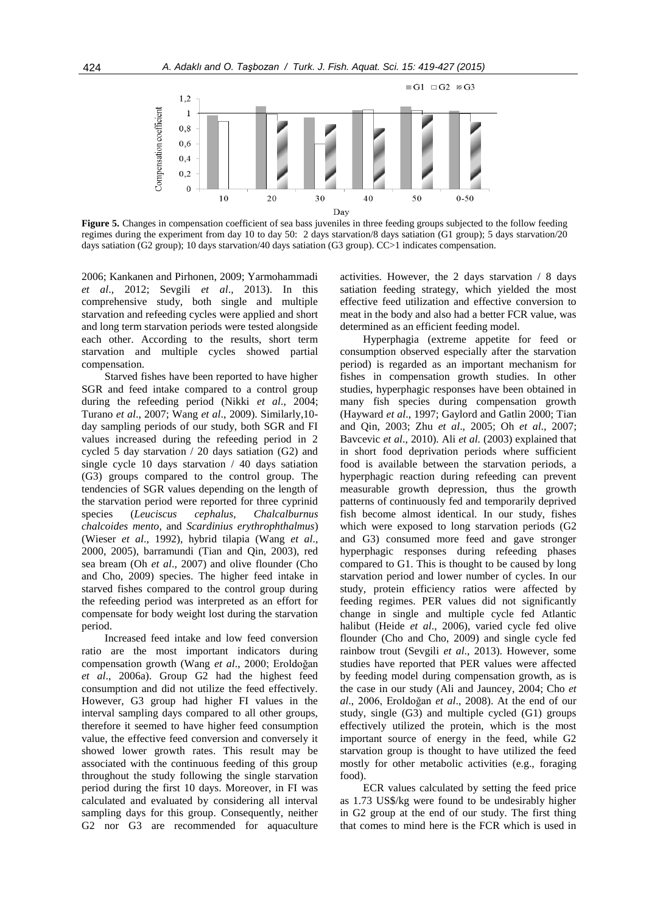**Figure 5.** Changes in compensation coefficient of sea bass juveniles in three feeding groups subjected to the follow feeding regimes during the experiment from day 10 to day 50: 2 days starvation/8 days satiation (G1 group); 5 days starvation/20 days satiation (G2 group); 10 days starvation/40 days satiation (G3 group). CC>1 indicates compensation.

2006; Kankanen and Pirhonen, 2009; Yarmohammadi *et al*., 2012; Sevgili *et al*., 2013). In this comprehensive study, both single and multiple starvation and refeeding cycles were applied and short and long term starvation periods were tested alongside each other. According to the results, short term starvation and multiple cycles showed partial compensation.

Starved fishes have been reported to have higher SGR and feed intake compared to a control group during the refeeding period (Nikki *et al*., 2004; Turano *et al*., 2007; Wang *et al*., 2009). Similarly,10-day sampling periods of our study, both SGR and FI values increased during the refeeding period in 2 cycled 5 day starvation / 20 days satiation (G2) and single cycle 10 days starvation / 40 days satiation (G3) groups compared to the control group. The tendencies of SGR values depending on the length of the starvation period were reported for three cyprinid species (*Leuciscus cephalus*, *Chalcalburnus chalcoides mento*, and *Scardinius erythrophthalmus*) (Wieser *et al*., 1992), hybrid tilapia (Wang *et al*., 2000, 2005), barramundi (Tian and Qin, 2003), red sea bream (Oh *et al*., 2007) and olive flounder (Cho and Cho, 2009) species. The higher feed intake in starved fishes compared to the control group during the refeeding period was interpreted as an effort for compensate for body weight lost during the starvation period.

Increased feed intake and low feed conversion ratio are the most important indicators during compensation growth (Wang *et al*., 2000; Eroldoğan *et al*., 2006a). Group G2 had the highest feed consumption and did not utilize the feed effectively. However, G3 group had higher FI values in the interval sampling days compared to all other groups, therefore it seemed to have higher feed consumption value, the effective feed conversion and conversely it showed lower growth rates. This result may be associated with the continuous feeding of this group throughout the study following the single starvation period during the first 10 days. Moreover, in FI was calculated and evaluated by considering all interval sampling days for this group. Consequently, neither G2 nor G3 are recommended for aquaculture activities. However, the 2 days starvation / 8 days satiation feeding strategy, which yielded the most effective feed utilization and effective conversion to meat in the body and also had a better FCR value, was determined as an efficient feeding model.

Hyperphagia (extreme appetite for feed or consumption observed especially after the starvation period) is regarded as an important mechanism for fishes in compensation growth studies. In other studies, hyperphagic responses have been obtained in many fish species during compensation growth (Hayward *et al*., 1997; Gaylord and Gatlin 2000; Tian and Qin, 2003; Zhu *et al*., 2005; Oh *et al*., 2007; Bavcevic *et al*., 2010). Ali *et al.* (2003) explained that in short food deprivation periods where sufficient food is available between the starvation periods, a hyperphagic reaction during refeeding can prevent measurable growth depression, thus the growth patterns of continuously fed and temporarily deprived fish become almost identical. In our study, fishes which were exposed to long starvation periods (G2 and G3) consumed more feed and gave stronger hyperphagic responses during refeeding phases compared to G1. This is thought to be caused by long starvation period and lower number of cycles. In our study, protein efficiency ratios were affected by feeding regimes. PER values did not significantly change in single and multiple cycle fed Atlantic halibut (Heide *et al*., 2006), varied cycle fed olive flounder (Cho and Cho, 2009) and single cycle fed rainbow trout (Sevgili *et al*., 2013). However, some studies have reported that PER values were affected by feeding model during compensation growth, as is the case in our study (Ali and Jauncey, 2004; Cho *et al*., 2006, Eroldoğan *et al*., 2008). At the end of our study, single (G3) and multiple cycled (G1) groups effectively utilized the protein, which is the most important source of energy in the feed, while G2 starvation group is thought to have utilized the feed mostly for other metabolic activities (e.g., foraging food).

ECR values calculated by setting the feed price as 1.73 US$/kg were found to be undesirably higher in G2 group at the end of our study. The first thing that comes to mind here is the FCR which is used in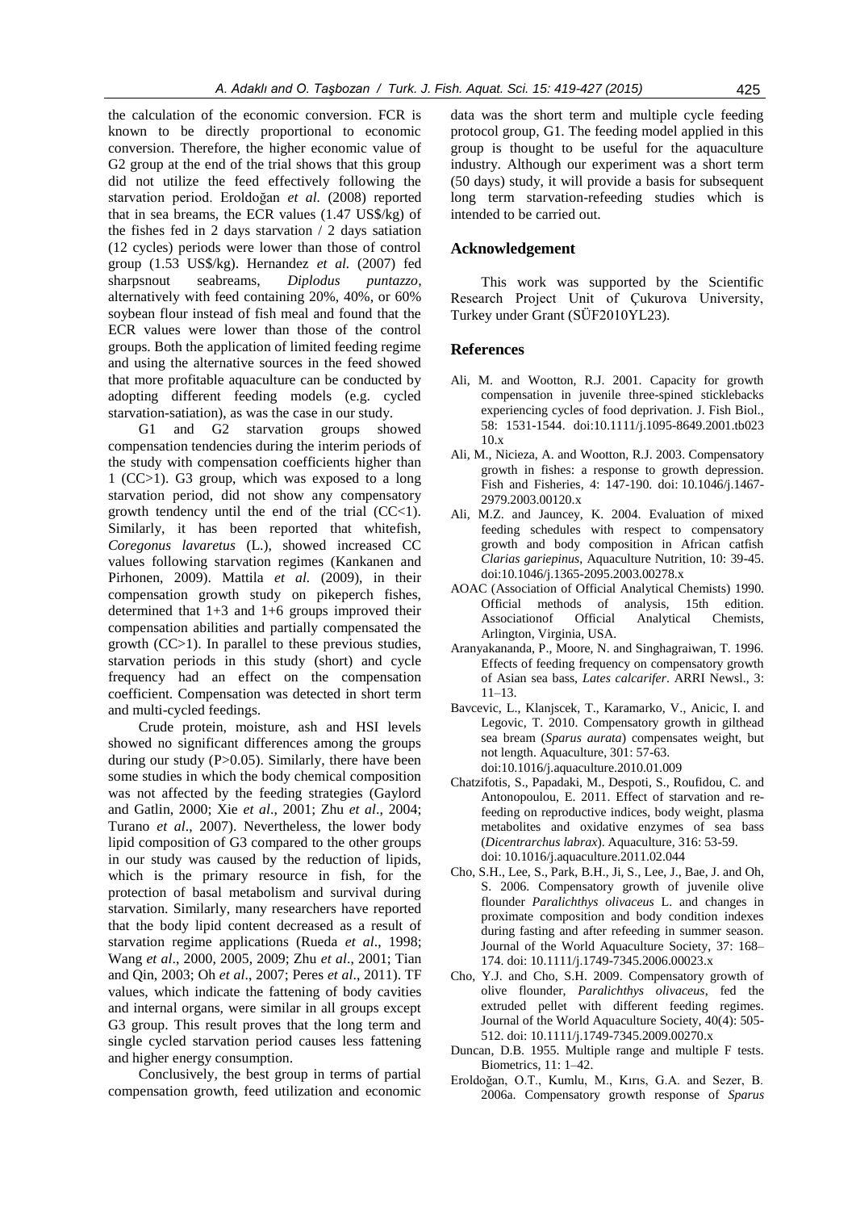the calculation of the economic conversion. FCR is known to be directly proportional to economic conversion. Therefore, the higher economic value of G2 group at the end of the trial shows that this group did not utilize the feed effectively following the starvation period. Eroldoğan *et al.* (2008) reported that in sea breams, the ECR values (1.47 US$/kg) of the fishes fed in 2 days starvation / 2 days satiation (12 cycles) periods were lower than those of control group (1.53 US$/kg). Hernandez *et al.* (2007) fed sharpsnout seabreams, *Diplodus puntazzo*, alternatively with feed containing 20%, 40%, or 60% soybean flour instead of fish meal and found that the ECR values were lower than those of the control groups. Both the application of limited feeding regime and using the alternative sources in the feed showed that more profitable aquaculture can be conducted by adopting different feeding models (e.g. cycled starvation-satiation), as was the case in our study.

G1 and G2 starvation groups showed compensation tendencies during the interim periods of the study with compensation coefficients higher than 1 (CC>1). G3 group, which was exposed to a long starvation period, did not show any compensatory growth tendency until the end of the trial (CC<1). Similarly, it has been reported that whitefish, *Coregonus lavaretus* (L.), showed increased CC values following starvation regimes (Kankanen and Pirhonen, 2009). Mattila *et al.* (2009), in their compensation growth study on pikeperch fishes, determined that 1+3 and 1+6 groups improved their compensation abilities and partially compensated the growth (CC>1). In parallel to these previous studies, starvation periods in this study (short) and cycle frequency had an effect on the compensation coefficient. Compensation was detected in short term and multi-cycled feedings.

Crude protein, moisture, ash and HSI levels showed no significant differences among the groups during our study (P>0.05). Similarly, there have been some studies in which the body chemical composition was not affected by the feeding strategies (Gaylord and Gatlin, 2000; Xie *et al*., 2001; Zhu *et al*., 2004; Turano *et al*., 2007). Nevertheless, the lower body lipid composition of G3 compared to the other groups in our study was caused by the reduction of lipids, which is the primary resource in fish, for the protection of basal metabolism and survival during starvation. Similarly, many researchers have reported that the body lipid content decreased as a result of starvation regime applications (Rueda *et al*., 1998; Wang *et al*., 2000, 2005, 2009; Zhu *et al*., 2001; Tian and Qin, 2003; Oh *et al*., 2007; Peres *et al*., 2011). TF values, which indicate the fattening of body cavities and internal organs, were similar in all groups except G3 group. This result proves that the long term and single cycled starvation period causes less fattening and higher energy consumption.

Conclusively, the best group in terms of partial compensation growth, feed utilization and economic data was the short term and multiple cycle feeding protocol group, G1. The feeding model applied in this group is thought to be useful for the aquaculture industry. Although our experiment was a short term (50 days) study, it will provide a basis for subsequent long term starvation-refeeding studies which is intended to be carried out.

## Acknowledgement

This work was supported by the Scientific Research Project Unit of Çukurova University, Turkey under Grant (SÜF2010YL23).

## References

- Ali, M. and Wootton, R.J. 2001. Capacity for growth compensation in juvenile three-spined sticklebacks experiencing cycles of food deprivation. J. Fish Biol., 58: 1531-1544. doi:10.1111/j.1095-8649.2001.tb02310.x
- Ali, M., Nicieza, A. and Wootton, R.J. 2003. Compensatory growth in fishes: a response to growth depression. Fish and Fisheries, 4: 147-190. doi: 10.1046/j.1467-2979.2003.00120.x
- Ali, M.Z. and Jauncey, K. 2004. Evaluation of mixed feeding schedules with respect to compensatory growth and body composition in African catfish *Clarias gariepinus*, Aquaculture Nutrition, 10: 39-45. doi:10.1046/j.1365-2095.2003.00278.x
- AOAC (Association of Official Analytical Chemists) 1990. Official methods of analysis, 15th edition. Associationof Official Analytical Chemists, Arlington, Virginia, USA.
- Aranyakananda, P., Moore, N. and Singhagraiwan, T. 1996. Effects of feeding frequency on compensatory growth of Asian sea bass, *Lates calcarifer*. ARRI Newsl., 3: 11–13.
- Bavcevic, L., Klanjscek, T., Karamarko, V., Anicic, I. and Legovic, T. 2010. Compensatory growth in gilthead sea bream (*Sparus aurata*) compensates weight, but not length. Aquaculture, 301: 57-63. doi:10.1016/j.aquaculture.2010.01.009
- Chatzifotis, S., Papadaki, M., Despoti, S., Roufidou, C. and Antonopoulou, E. 2011. Effect of starvation and re-feeding on reproductive indices, body weight, plasma metabolites and oxidative enzymes of sea bass (*Dicentrarchus labrax*). Aquaculture, 316: 53-59. doi: 10.1016/j.aquaculture.2011.02.044
- Cho, S.H., Lee, S., Park, B.H., Ji, S., Lee, J., Bae, J. and Oh, S. 2006. Compensatory growth of juvenile olive flounder *Paralichthys olivaceus* L. and changes in proximate composition and body condition indexes during fasting and after refeeding in summer season. Journal of the World Aquaculture Society, 37: 168–174. doi: 10.1111/j.1749-7345.2006.00023.x
- Cho, Y.J. and Cho, S.H. 2009. Compensatory growth of olive flounder, *Paralichthys olivaceus*, fed the extruded pellet with different feeding regimes. Journal of the World Aquaculture Society, 40(4): 505-512. doi: 10.1111/j.1749-7345.2009.00270.x
- Duncan, D.B. 1955. Multiple range and multiple F tests. Biometrics, 11: 1–42.
- Eroldoğan, O.T., Kumlu, M., Kırıs, G.A. and Sezer, B. 2006a. Compensatory growth response of *Sparus*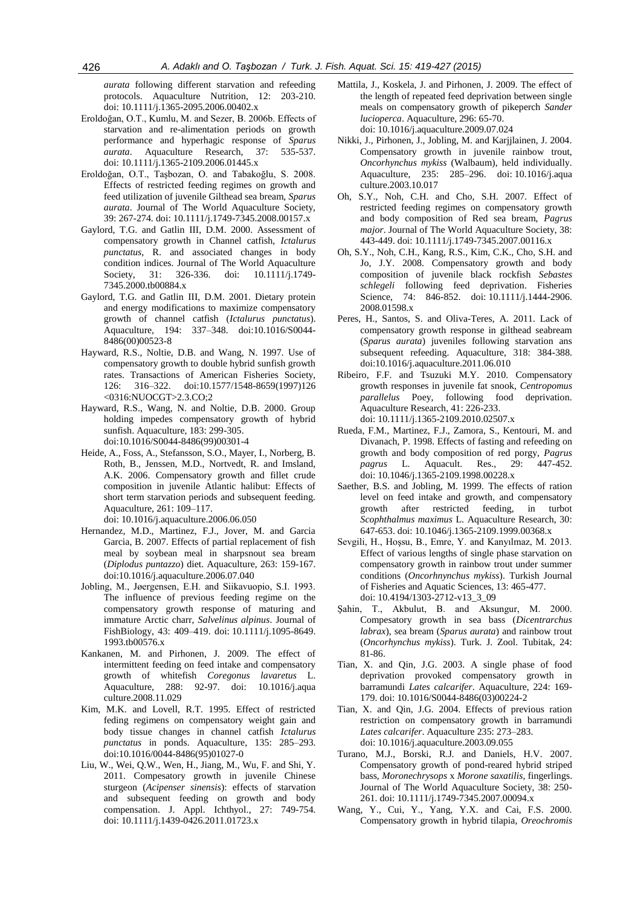*aurata* following different starvation and refeeding protocols. Aquaculture Nutrition, 12: 203-210. doi: 10.1111/j.1365-2095.2006.00402.x

Eroldoğan, O.T., Kumlu, M. and Sezer, B. 2006b. Effects of starvation and re-alimentation periods on growth performance and hyperhagic response of *Sparus aurata*. Aquaculture Research, 37: 535-537. doi: 10.1111/j.1365-2109.2006.01445.x

Eroldoğan, O.T., Taşbozan, O. and Tabakoğlu, S. 2008. Effects of restricted feeding regimes on growth and feed utilization of juvenile Gilthead sea bream, *Sparus aurata*. Journal of The World Aquaculture Society, 39: 267-274. doi: 10.1111/j.1749-7345.2008.00157.x

Gaylord, T.G. and Gatlin III, D.M. 2000. Assessment of compensatory growth in Channel catfish, *Ictalurus punctatus*, R. and associated changes in body condition indices. Journal of The World Aquaculture Society, 31: 326-336. doi: 10.1111/j.1749-7345.2000.tb00884.x

Gaylord, T.G. and Gatlin III, D.M. 2001. Dietary protein and energy modifications to maximize compensatory growth of channel catfish (*Ictalurus punctatus*). Aquaculture, 194: 337–348. doi:10.1016/S0044-8486(00)00523-8

Hayward, R.S., Noltie, D.B. and Wang, N. 1997. Use of compensatory growth to double hybrid sunfish growth rates. Transactions of American Fisheries Society, 126: 316–322. doi:10.1577/1548-8659(1997)126<0316:NUOCGT>2.3.CO;2

Hayward, R.S., Wang, N. and Noltie, D.B. 2000. Group holding impedes compensatory growth of hybrid sunfish. Aquaculture, 183: 299-305. doi:10.1016/S0044-8486(99)00301-4

Heide, A., Foss, A., Stefansson, S.O., Mayer, I., Norberg, B. Roth, B., Jenssen, M.D., Nortvedt, R. and Imsland, A.K. 2006. Compensatory growth and fillet crude composition in juvenile Atlantic halibut: Effects of short term starvation periods and subsequent feeding. Aquaculture, 261: 109–117. doi: 10.1016/j.aquaculture.2006.06.050

Hernandez, M.D., Martinez, F.J., Jover, M. and Garcia Garcia, B. 2007. Effects of partial replacement of fish meal by soybean meal in sharpsnout sea bream (*Diplodus puntazzo*) diet. Aquaculture, 263: 159-167. doi:10.1016/j.aquaculture.2006.07.040

Jobling, M., Jøergensen, E.H. and Siikavuopio, S.I. 1993. The influence of previous feeding regime on the compensatory growth response of maturing and immature Arctic charr, *Salvelinus alpinus*. Journal of FishBiology, 43: 409–419. doi: 10.1111/j.1095-8649.1993.tb00576.x

Kankanen, M. and Pirhonen, J. 2009. The effect of intermittent feeding on feed intake and compensatory growth of whitefish *Coregonus lavaretus* L. Aquaculture, 288: 92-97. doi: 10.1016/j.aquaculture.2008.11.029

Kim, M.K. and Lovell, R.T. 1995. Effect of restricted feding regimens on compensatory weight gain and body tissue changes in channel catfish *Ictalurus punctatus* in ponds. Aquaculture, 135: 285–293. doi:10.1016/0044-8486(95)01027-0

Liu, W., Wei, Q.W., Wen, H., Jiang, M., Wu, F. and Shi, Y. 2011. Compesatory growth in juvenile Chinese sturgeon (*Acipenser sinensis*): effects of starvation and subsequent feeding on growth and body compensation. J. Appl. Ichthyol., 27: 749-754. doi: 10.1111/j.1439-0426.2011.01723.x

Mattila, J., Koskela, J. and Pirhonen, J. 2009. The effect of the length of repeated feed deprivation between single meals on compensatory growth of pikeperch *Sander lucioperca*. Aquaculture, 296: 65-70. doi: 10.1016/j.aquaculture.2009.07.024

Nikki, J., Pirhonen, J., Jobling, M. and Karjjlainen, J. 2004. Compensatory growth in juvenile rainbow trout, *Oncorhynchus mykiss* (Walbaum), held individually. Aquaculture, 235: 285–296. doi: 10.1016/j.aquaculture.2003.10.017

Oh, S.Y., Noh, C.H. and Cho, S.H. 2007. Effect of restricted feeding regimes on compensatory growth and body composition of Red sea bream, *Pagrus major*. Journal of The World Aquaculture Society, 38: 443-449. doi: 10.1111/j.1749-7345.2007.00116.x

Oh, S.Y., Noh, C.H., Kang, R.S., Kim, C.K., Cho, S.H. and Jo, J.Y. 2008. Compensatory growth and body composition of juvenile black rockfish *Sebastes schlegeli* following feed deprivation. Fisheries Science, 74: 846-852. doi: 10.1111/j.1444-2906.2008.01598.x

Peres, H., Santos, S. and Oliva-Teres, A. 2011. Lack of compensatory growth response in gilthead seabream (*Sparus aurata*) juveniles following starvation ans subsequent refeeding. Aquaculture, 318: 384-388. doi:10.1016/j.aquaculture.2011.06.010

Ribeiro, F.F. and Tsuzuki M.Y. 2010. Compensatory growth responses in juvenile fat snook, *Centropomus parallelus* Poey, following food deprivation. Aquaculture Research, 41: 226-233. doi: 10.1111/j.1365-2109.2010.02507.x

Rueda, F.M., Martinez, F.J., Zamora, S., Kentouri, M. and Divanach, P. 1998. Effects of fasting and refeeding on growth and body composition of red porgy, *Pagrus pagrus* L. Aquacult. Res., 29: 447-452. doi: 10.1046/j.1365-2109.1998.00228.x

Saether, B.S. and Jobling, M. 1999. The effects of ration level on feed intake and growth, and compensatory growth after restricted feeding, in turbot *Scophthalmus maximus* L. Aquaculture Research, 30: 647-653. doi: 10.1046/j.1365-2109.1999.00368.x

Sevgili, H., Hoşsu, B., Emre, Y. and Kanyılmaz, M. 2013. Effect of various lengths of single phase starvation on compensatory growth in rainbow trout under summer conditions (*Oncorhnynchus mykiss*). Turkish Journal of Fisheries and Aquatic Sciences, 13: 465-477. doi: 10.4194/1303-2712-v13_3_09

Şahin, T., Akbulut, B. and Aksungur, M. 2000. Compesatory growth in sea bass (*Dicentrarchus labrax*), sea bream (*Sparus aurata*) and rainbow trout (*Oncorhynchus mykiss*). Turk. J. Zool. Tubitak, 24: 81-86.

Tian, X. and Qin, J.G. 2003. A single phase of food deprivation provoked compensatory growth in barramundi *Lates calcarifer*. Aquaculture, 224: 169-179. doi: 10.1016/S0044-8486(03)00224-2

Tian, X. and Qin, J.G. 2004. Effects of previous ration restriction on compensatory growth in barramundi *Lates calcarifer*. Aquaculture 235: 273–283. doi: 10.1016/j.aquaculture.2003.09.055

Turano, M.J., Borski, R.J. and Daniels, H.V. 2007. Compensatory growth of pond-reared hybrid striped bass, *Moronechrysops* x *Morone saxatilis*, fingerlings. Journal of The World Aquaculture Society, 38: 250-261. doi: 10.1111/j.1749-7345.2007.00094.x

Wang, Y., Cui, Y., Yang, Y.X. and Cai, F.S. 2000. Compensatory growth in hybrid tilapia, *Oreochromis*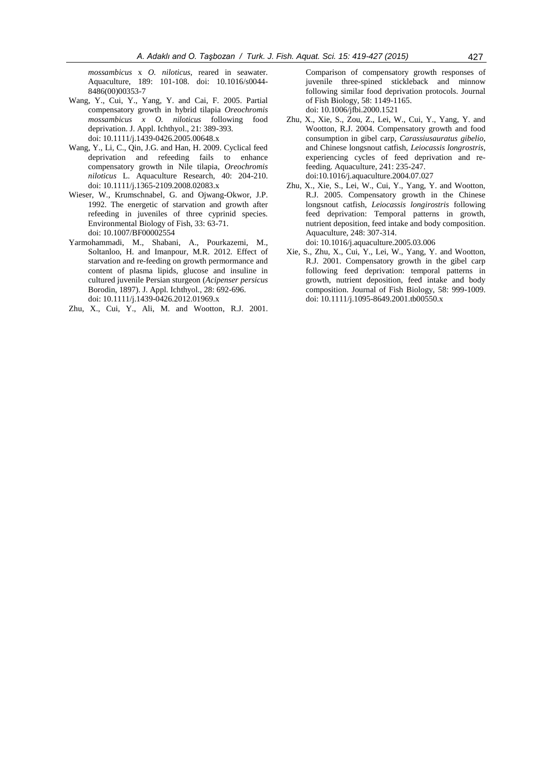*mossambicus* x *O. niloticus*, reared in seawater. Aquaculture, 189: 101-108. doi: 10.1016/s0044-8486(00)00353-7

Wang, Y., Cui, Y., Yang, Y. and Cai, F. 2005. Partial compensatory growth in hybrid tilapia *Oreochromis mossambicus x O. niloticus* following food deprivation. J. Appl. Ichthyol., 21: 389-393. doi: 10.1111/j.1439-0426.2005.00648.x

Wang, Y., Li, C., Qin, J.G. and Han, H. 2009. Cyclical feed deprivation and refeeding fails to enhance compensatory growth in Nile tilapia, *Oreochromis niloticus* L. Aquaculture Research, 40: 204-210. doi: 10.1111/j.1365-2109.2008.02083.x

Wieser, W., Krumschnabel, G. and Ojwang-Okwor, J.P. 1992. The energetic of starvation and growth after refeeding in juveniles of three cyprinid species. Environmental Biology of Fish, 33: 63-71. doi: 10.1007/BF00002554

Yarmohammadi, M., Shabani, A., Pourkazemi, M., Soltanloo, H. and Imanpour, M.R. 2012. Effect of starvation and re-feeding on growth permormance and content of plasma lipids, glucose and insuline in cultured juvenile Persian sturgeon (*Acipenser persicus* Borodin, 1897). J. Appl. Ichthyol., 28: 692-696. doi: 10.1111/j.1439-0426.2012.01969.x

Zhu, X., Cui, Y., Ali, M. and Wootton, R.J. 2001. Comparison of compensatory growth responses of juvenile three-spined stickleback and minnow following similar food deprivation protocols. Journal of Fish Biology, 58: 1149-1165. doi: 10.1006/jfbi.2000.1521

Zhu, X., Xie, S., Zou, Z., Lei, W., Cui, Y., Yang, Y. and Wootton, R.J. 2004. Compensatory growth and food consumption in gibel carp, *Carassiusauratus gibelio*, and Chinese longsnout catfish, *Leiocassis longrostris*, experiencing cycles of feed deprivation and re-feeding. Aquaculture, 241: 235-247. doi:10.1016/j.aquaculture.2004.07.027

Zhu, X., Xie, S., Lei, W., Cui, Y., Yang, Y. and Wootton, R.J. 2005. Compensatory growth in the Chinese longsnout catfish, *Leiocassis longirostris* following feed deprivation: Temporal patterns in growth, nutrient deposition, feed intake and body composition. Aquaculture, 248: 307-314. doi: 10.1016/j.aquaculture.2005.03.006

Xie, S., Zhu, X., Cui, Y., Lei, W., Yang, Y. and Wootton, R.J. 2001. Compensatory growth in the gibel carp following feed deprivation: temporal patterns in growth, nutrient deposition, feed intake and body composition. Journal of Fish Biology, 58: 999-1009. doi: 10.1111/j.1095-8649.2001.tb00550.x